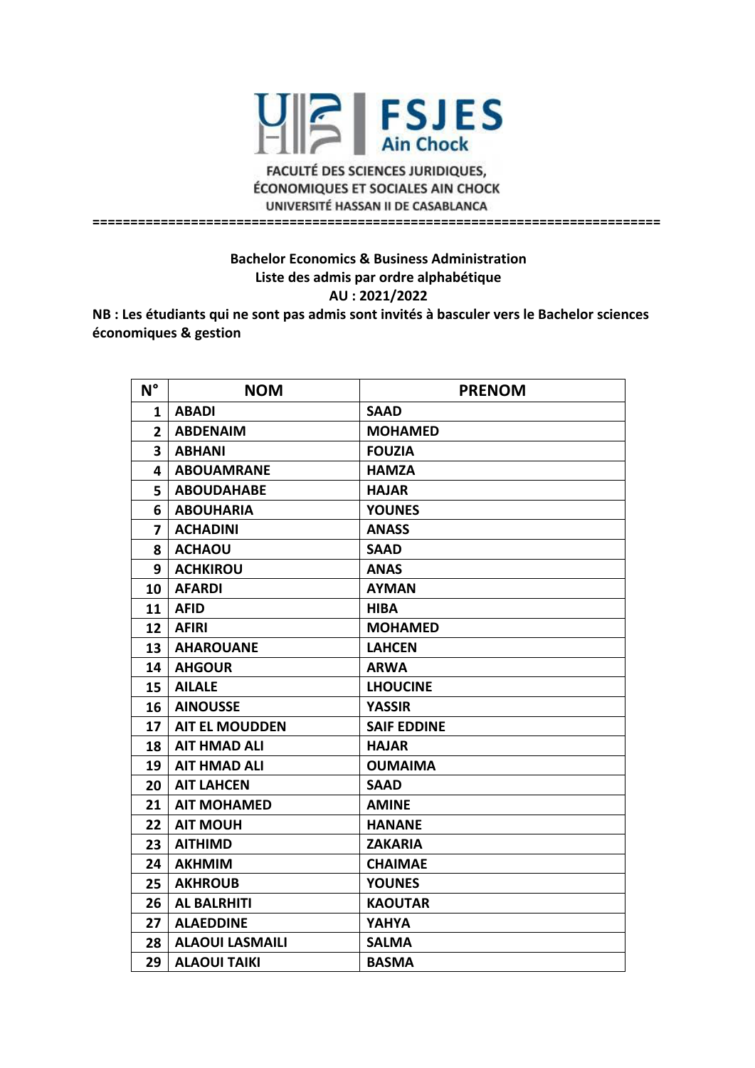FSJES Ain Chock

FACULTÉ DES SCIENCES JURIDIQUES, ÉCONOMIQUES ET SOCIALES AIN CHOCK

UNIVERSITÉ HASSAN II DE CASABLANCA

**Bachelor Economics & Business Administration**

**Liste des admis par ordre alphabétique**

**AU : 2021/2022**

**NB : Les étudiants qui ne sont pas admis sont invités à basculer vers le Bachelor sciences économiques & gestion**

| N° | NOM | PRENOM |
|---|---|---|
| 1 | ABADI | SAAD |
| 2 | ABDENAIM | MOHAMED |
| 3 | ABHANI | FOUZIA |
| 4 | ABOUAMRANE | HAMZA |
| 5 | ABOUDAHABE | HAJAR |
| 6 | ABOUHARIA | YOUNES |
| 7 | ACHADINI | ANASS |
| 8 | ACHAOU | SAAD |
| 9 | ACHKIROU | ANAS |
| 10 | AFARDI | AYMAN |
| 11 | AFID | HIBA |
| 12 | AFIRI | MOHAMED |
| 13 | AHAROUANE | LAHCEN |
| 14 | AHGOUR | ARWA |
| 15 | AILALE | LHOUCINE |
| 16 | AINOUSSE | YASSIR |
| 17 | AIT EL MOUDDEN | SAIF EDDINE |
| 18 | AIT HMAD ALI | HAJAR |
| 19 | AIT HMAD ALI | OUMAIMA |
| 20 | AIT LAHCEN | SAAD |
| 21 | AIT MOHAMED | AMINE |
| 22 | AIT MOUH | HANANE |
| 23 | AITHIMD | ZAKARIA |
| 24 | AKHMIM | CHAIMAE |
| 25 | AKHROUB | YOUNES |
| 26 | AL BALRHITI | KAOUTAR |
| 27 | ALAEDDINE | YAHYA |
| 28 | ALAOUI LASMAILI | SALMA |
| 29 | ALAOUI TAIKI | BASMA |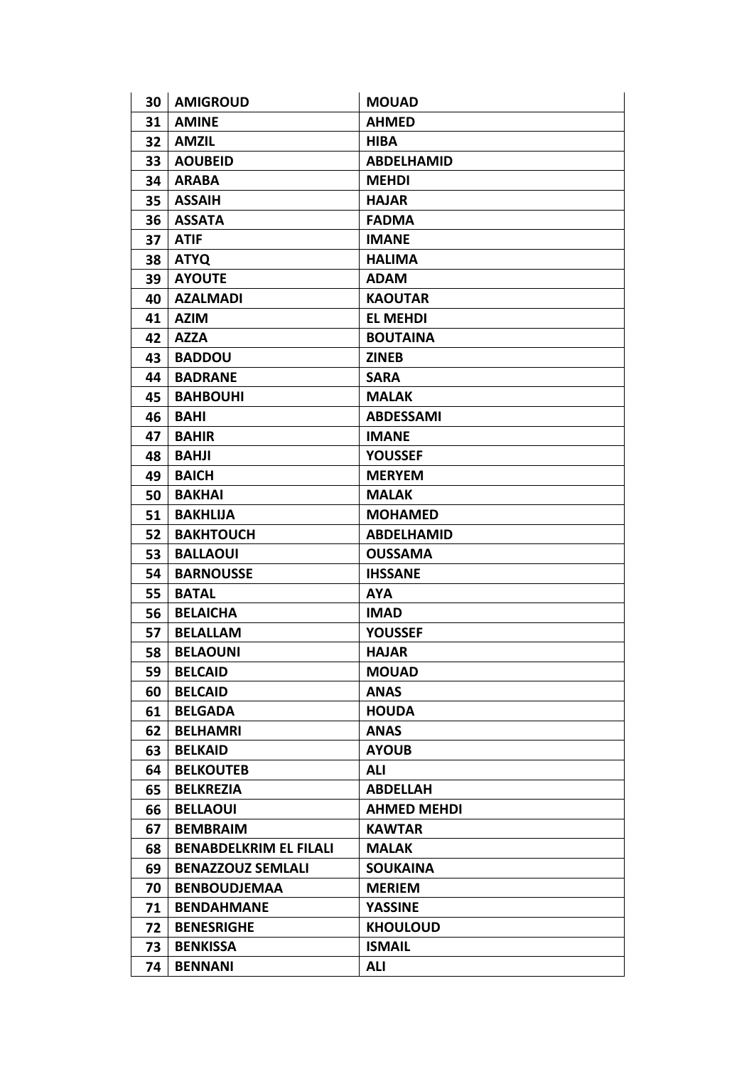| 30 | AMIGROUD | MOUAD |
|---|---|---|
| 31 | AMINE | AHMED |
| 32 | AMZIL | HIBA |
| 33 | AOUBEID | ABDELHAMID |
| 34 | ARABA | MEHDI |
| 35 | ASSAIH | HAJAR |
| 36 | ASSATA | FADMA |
| 37 | ATIF | IMANE |
| 38 | ATYQ | HALIMA |
| 39 | AYOUTE | ADAM |
| 40 | AZALMADI | KAOUTAR |
| 41 | AZIM | EL MEHDI |
| 42 | AZZA | BOUTAINA |
| 43 | BADDOU | ZINEB |
| 44 | BADRANE | SARA |
| 45 | BAHBOUHI | MALAK |
| 46 | BAHI | ABDESSAMI |
| 47 | BAHIR | IMANE |
| 48 | BAHJI | YOUSSEF |
| 49 | BAICH | MERYEM |
| 50 | BAKHAI | MALAK |
| 51 | BAKHLIJA | MOHAMED |
| 52 | BAKHTOUCH | ABDELHAMID |
| 53 | BALLAOUI | OUSSAMA |
| 54 | BARNOUSSE | IHSSANE |
| 55 | BATAL | AYA |
| 56 | BELAICHA | IMAD |
| 57 | BELALLAM | YOUSSEF |
| 58 | BELAOUNI | HAJAR |
| 59 | BELCAID | MOUAD |
| 60 | BELCAID | ANAS |
| 61 | BELGADA | HOUDA |
| 62 | BELHAMRI | ANAS |
| 63 | BELKAID | AYOUB |
| 64 | BELKOUTEB | ALI |
| 65 | BELKREZIA | ABDELLAH |
| 66 | BELLAOUI | AHMED MEHDI |
| 67 | BEMBRAIM | KAWTAR |
| 68 | BENABDELKRIM EL FILALI | MALAK |
| 69 | BENAZZOUZ SEMLALI | SOUKAINA |
| 70 | BENBOUDJEMAA | MERIEM |
| 71 | BENDAHMANE | YASSINE |
| 72 | BENESRIGHE | KHOULOUD |
| 73 | BENKISSA | ISMAIL |
| 74 | BENNANI | ALI |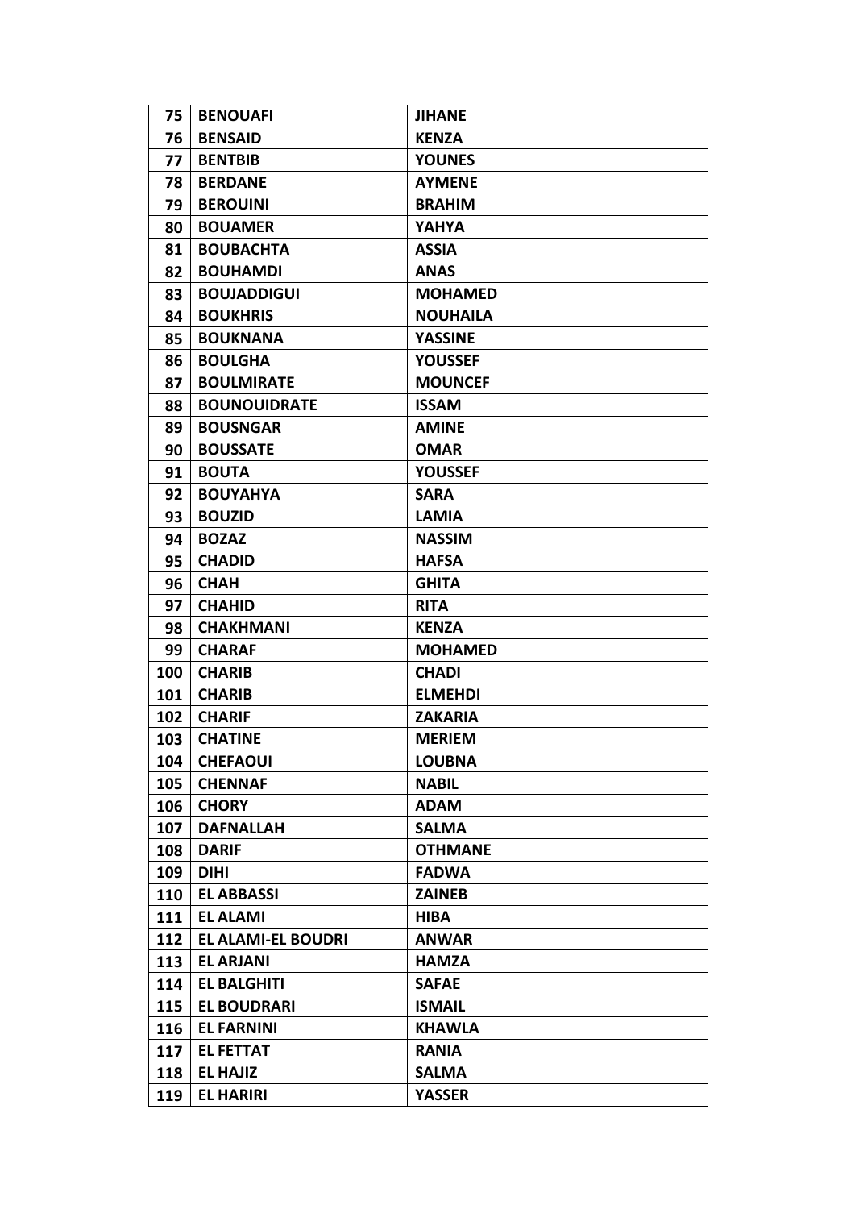| 75 | BENOUAFI | JIHANE |
|---|---|---|
| 76 | BENSAID | KENZA |
| 77 | BENTBIB | YOUNES |
| 78 | BERDANE | AYMENE |
| 79 | BEROUINI | BRAHIM |
| 80 | BOUAMER | YAHYA |
| 81 | BOUBACHTA | ASSIA |
| 82 | BOUHAMDI | ANAS |
| 83 | BOUJADDIGUI | MOHAMED |
| 84 | BOUKHRIS | NOUHAILA |
| 85 | BOUKNANA | YASSINE |
| 86 | BOULGHA | YOUSSEF |
| 87 | BOULMIRATE | MOUNCEF |
| 88 | BOUNOUIDRATE | ISSAM |
| 89 | BOUSNGAR | AMINE |
| 90 | BOUSSATE | OMAR |
| 91 | BOUTA | YOUSSEF |
| 92 | BOUYAHYA | SARA |
| 93 | BOUZID | LAMIA |
| 94 | BOZAZ | NASSIM |
| 95 | CHADID | HAFSA |
| 96 | CHAH | GHITA |
| 97 | CHAHID | RITA |
| 98 | CHAKHMANI | KENZA |
| 99 | CHARAF | MOHAMED |
| 100 | CHARIB | CHADI |
| 101 | CHARIB | ELMEHDI |
| 102 | CHARIF | ZAKARIA |
| 103 | CHATINE | MERIEM |
| 104 | CHEFAOUI | LOUBNA |
| 105 | CHENNAF | NABIL |
| 106 | CHORY | ADAM |
| 107 | DAFNALLAH | SALMA |
| 108 | DARIF | OTHMANE |
| 109 | DIHI | FADWA |
| 110 | EL ABBASSI | ZAINEB |
| 111 | EL ALAMI | HIBA |
| 112 | EL ALAMI-EL BOUDRI | ANWAR |
| 113 | EL ARJANI | HAMZA |
| 114 | EL BALGHITI | SAFAE |
| 115 | EL BOUDRARI | ISMAIL |
| 116 | EL FARNINI | KHAWLA |
| 117 | EL FETTAT | RANIA |
| 118 | EL HAJIZ | SALMA |
| 119 | EL HARIRI | YASSER |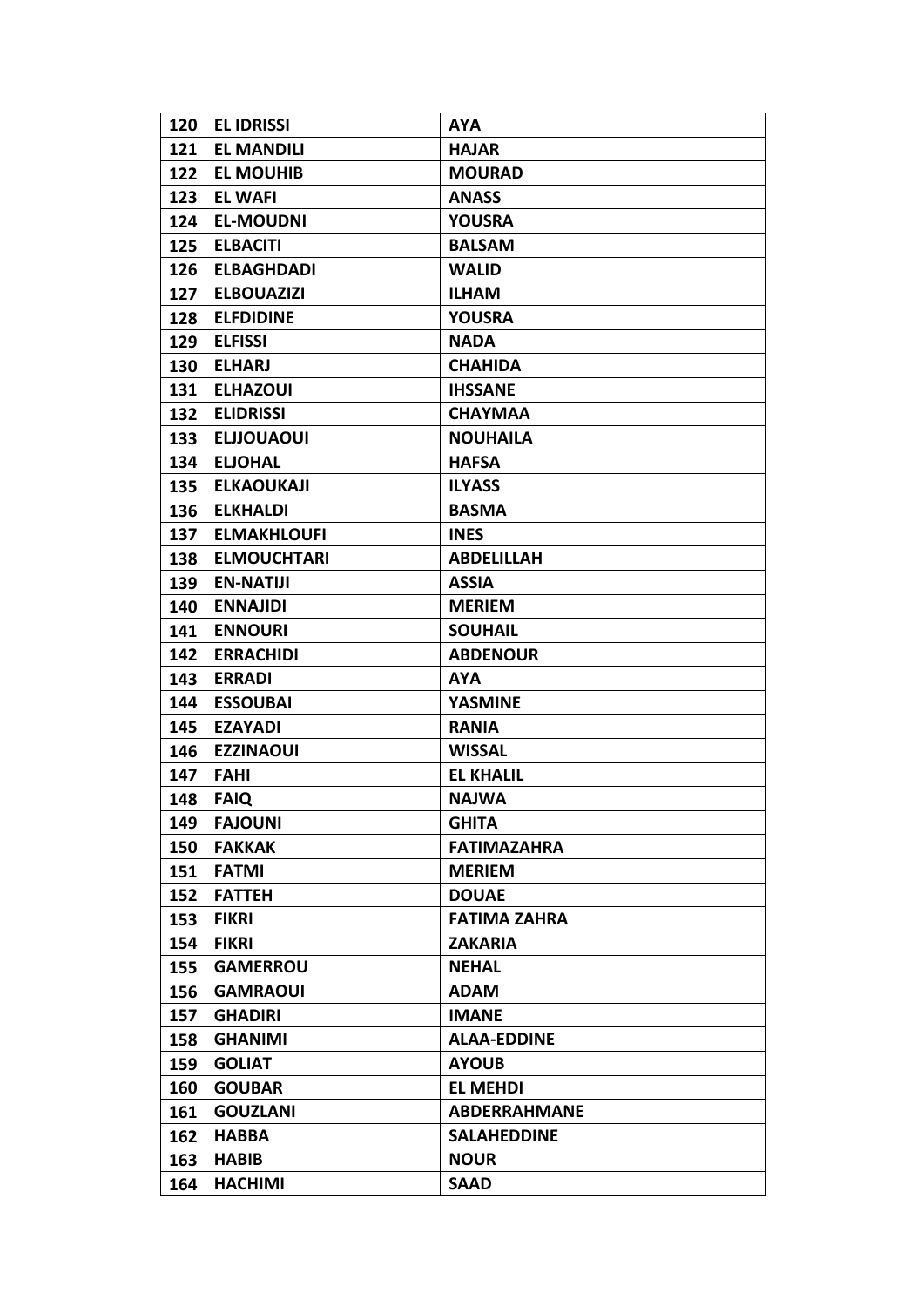| 120 | EL IDRISSI | AYA |
|---|---|---|
| 121 | EL MANDILI | HAJAR |
| 122 | EL MOUHIB | MOURAD |
| 123 | EL WAFI | ANASS |
| 124 | EL-MOUDNI | YOUSRA |
| 125 | ELBACITI | BALSAM |
| 126 | ELBAGHDADI | WALID |
| 127 | ELBOUAZIZI | ILHAM |
| 128 | ELFDIDINE | YOUSRA |
| 129 | ELFISSI | NADA |
| 130 | ELHARJ | CHAHIDA |
| 131 | ELHAZOUI | IHSSANE |
| 132 | ELIDRISSI | CHAYMAA |
| 133 | ELJJOUAOUI | NOUHAILA |
| 134 | ELJOHAL | HAFSA |
| 135 | ELKAOUKAJI | ILYASS |
| 136 | ELKHALDI | BASMA |
| 137 | ELMAKHLOUFI | INES |
| 138 | ELMOUCHTARI | ABDELILLAH |
| 139 | EN-NATIJI | ASSIA |
| 140 | ENNAJIDI | MERIEM |
| 141 | ENNOURI | SOUHAIL |
| 142 | ERRACHIDI | ABDENOUR |
| 143 | ERRADI | AYA |
| 144 | ESSOUBAI | YASMINE |
| 145 | EZAYADI | RANIA |
| 146 | EZZINAOUI | WISSAL |
| 147 | FAHI | EL KHALIL |
| 148 | FAIQ | NAJWA |
| 149 | FAJOUNI | GHITA |
| 150 | FAKKAK | FATIMAZAHRA |
| 151 | FATMI | MERIEM |
| 152 | FATTEH | DOUAE |
| 153 | FIKRI | FATIMA ZAHRA |
| 154 | FIKRI | ZAKARIA |
| 155 | GAMERROU | NEHAL |
| 156 | GAMRAOUI | ADAM |
| 157 | GHADIRI | IMANE |
| 158 | GHANIMI | ALAA-EDDINE |
| 159 | GOLIAT | AYOUB |
| 160 | GOUBAR | EL MEHDI |
| 161 | GOUZLANI | ABDERRAHMANE |
| 162 | HABBA | SALAHEDDINE |
| 163 | HABIB | NOUR |
| 164 | HACHIMI | SAAD |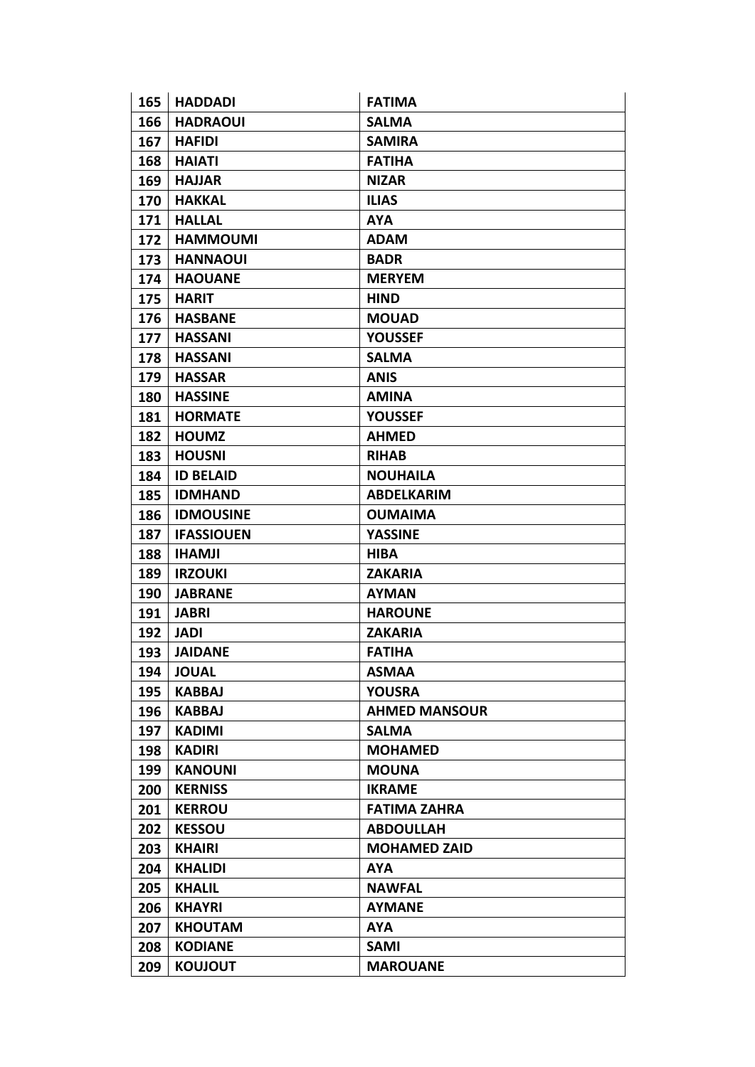| 165 | HADDADI | FATIMA |
|---|---|---|
| 166 | HADRAOUI | SALMA |
| 167 | HAFIDI | SAMIRA |
| 168 | HAIATI | FATIHA |
| 169 | HAJJAR | NIZAR |
| 170 | HAKKAL | ILIAS |
| 171 | HALLAL | AYA |
| 172 | HAMMOUMI | ADAM |
| 173 | HANNAOUI | BADR |
| 174 | HAOUANE | MERYEM |
| 175 | HARIT | HIND |
| 176 | HASBANE | MOUAD |
| 177 | HASSANI | YOUSSEF |
| 178 | HASSANI | SALMA |
| 179 | HASSAR | ANIS |
| 180 | HASSINE | AMINA |
| 181 | HORMATE | YOUSSEF |
| 182 | HOUMZ | AHMED |
| 183 | HOUSNI | RIHAB |
| 184 | ID BELAID | NOUHAILA |
| 185 | IDMHAND | ABDELKARIM |
| 186 | IDMOUSINE | OUMAIMA |
| 187 | IFASSIOUEN | YASSINE |
| 188 | IHAMJI | HIBA |
| 189 | IRZOUKI | ZAKARIA |
| 190 | JABRANE | AYMAN |
| 191 | JABRI | HAROUNE |
| 192 | JADI | ZAKARIA |
| 193 | JAIDANE | FATIHA |
| 194 | JOUAL | ASMAA |
| 195 | KABBAJ | YOUSRA |
| 196 | KABBAJ | AHMED MANSOUR |
| 197 | KADIMI | SALMA |
| 198 | KADIRI | MOHAMED |
| 199 | KANOUNI | MOUNA |
| 200 | KERNISS | IKRAME |
| 201 | KERROU | FATIMA ZAHRA |
| 202 | KESSOU | ABDOULLAH |
| 203 | KHAIRI | MOHAMED ZAID |
| 204 | KHALIDI | AYA |
| 205 | KHALIL | NAWFAL |
| 206 | KHAYRI | AYMANE |
| 207 | KHOUTAM | AYA |
| 208 | KODIANE | SAMI |
| 209 | KOUJOUT | MAROUANE |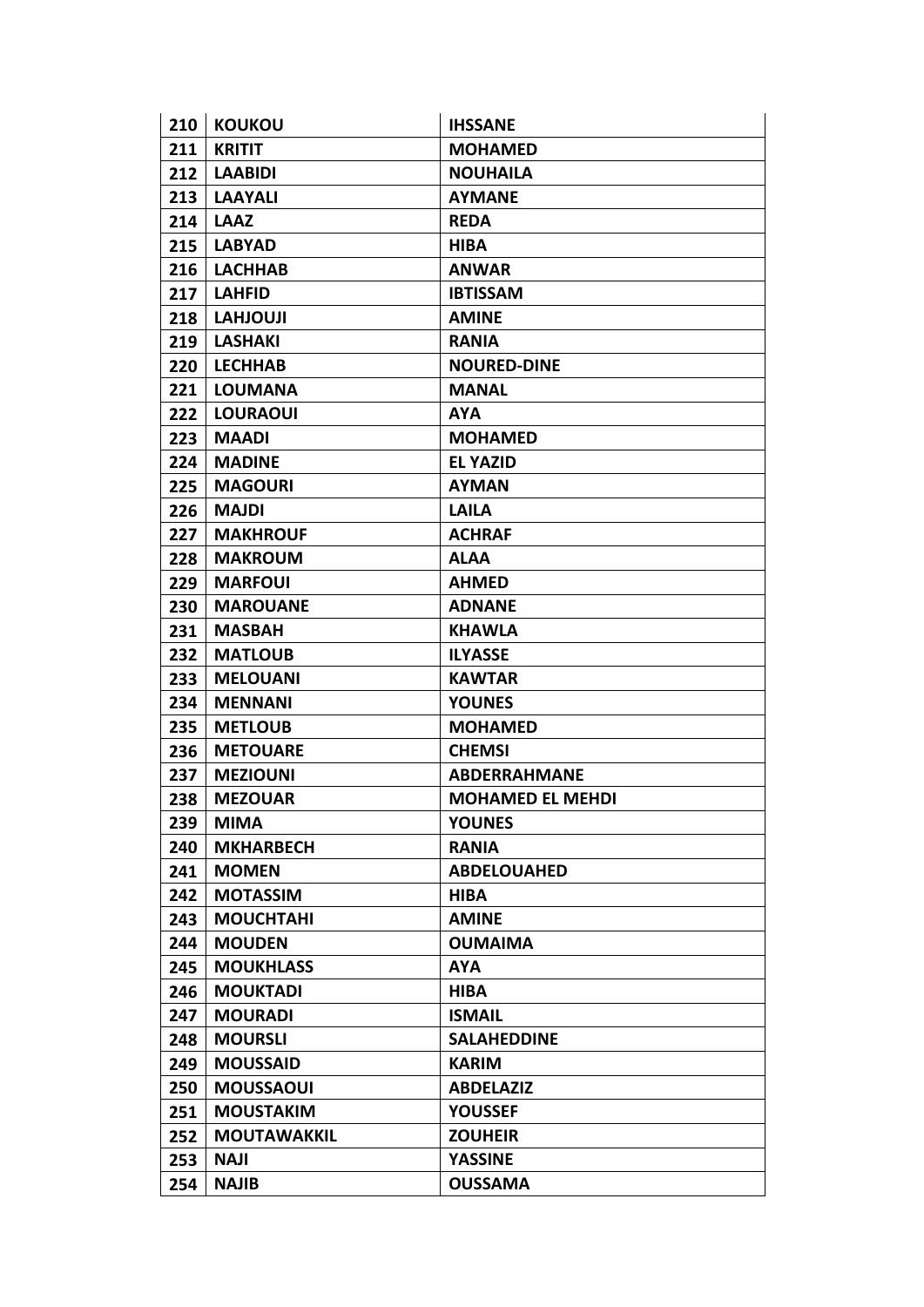| 210 | KOUKOU | IHSSANE |
|---|---|---|
| 211 | KRITIT | MOHAMED |
| 212 | LAABIDI | NOUHAILA |
| 213 | LAAYALI | AYMANE |
| 214 | LAAZ | REDA |
| 215 | LABYAD | HIBA |
| 216 | LACHHAB | ANWAR |
| 217 | LAHFID | IBTISSAM |
| 218 | LAHJOUJI | AMINE |
| 219 | LASHAKI | RANIA |
| 220 | LECHHAB | NOURED-DINE |
| 221 | LOUMANA | MANAL |
| 222 | LOURAOUI | AYA |
| 223 | MAADI | MOHAMED |
| 224 | MADINE | EL YAZID |
| 225 | MAGOURI | AYMAN |
| 226 | MAJDI | LAILA |
| 227 | MAKHROUF | ACHRAF |
| 228 | MAKROUM | ALAA |
| 229 | MARFOUI | AHMED |
| 230 | MAROUANE | ADNANE |
| 231 | MASBAH | KHAWLA |
| 232 | MATLOUB | ILYASSE |
| 233 | MELOUANI | KAWTAR |
| 234 | MENNANI | YOUNES |
| 235 | METLOUB | MOHAMED |
| 236 | METOUARE | CHEMSI |
| 237 | MEZIOUNI | ABDERRAHMANE |
| 238 | MEZOUAR | MOHAMED EL MEHDI |
| 239 | MIMA | YOUNES |
| 240 | MKHARBECH | RANIA |
| 241 | MOMEN | ABDELOUAHED |
| 242 | MOTASSIM | HIBA |
| 243 | MOUCHTAHI | AMINE |
| 244 | MOUDEN | OUMAIMA |
| 245 | MOUKHLASS | AYA |
| 246 | MOUKTADI | HIBA |
| 247 | MOURADI | ISMAIL |
| 248 | MOURSLI | SALAHEDDINE |
| 249 | MOUSSAID | KARIM |
| 250 | MOUSSAOUI | ABDELAZIZ |
| 251 | MOUSTAKIM | YOUSSEF |
| 252 | MOUTAWAKKIL | ZOUHEIR |
| 253 | NAJI | YASSINE |
| 254 | NAJIB | OUSSAMA |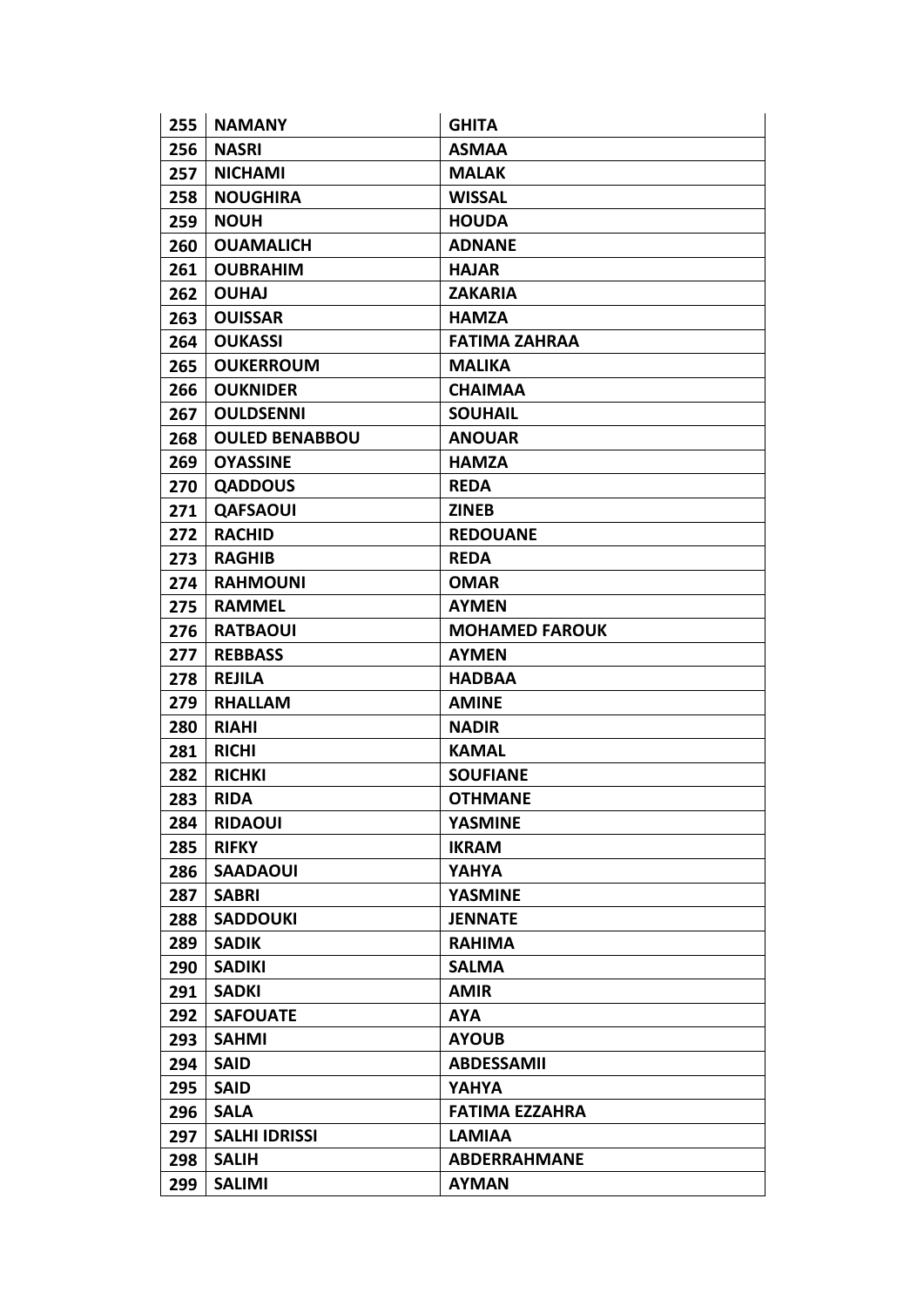| 255 | **NAMANY** | **GHITA** |
|---|---|---|
| 256 | **NASRI** | **ASMAA** |
| 257 | **NICHAMI** | **MALAK** |
| 258 | **NOUGHIRA** | **WISSAL** |
| 259 | **NOUH** | **HOUDA** |
| 260 | **OUAMALICH** | **ADNANE** |
| 261 | **OUBRAHIM** | **HAJAR** |
| 262 | **OUHAJ** | **ZAKARIA** |
| 263 | **OUISSAR** | **HAMZA** |
| 264 | **OUKASSI** | **FATIMA ZAHRAA** |
| 265 | **OUKERROUM** | **MALIKA** |
| 266 | **OUKNIDER** | **CHAIMAA** |
| 267 | **OULDSENNI** | **SOUHAIL** |
| 268 | **OULED BENABBOU** | **ANOUAR** |
| 269 | **OYASSINE** | **HAMZA** |
| 270 | **QADDOUS** | **REDA** |
| 271 | **QAFSAOUI** | **ZINEB** |
| 272 | **RACHID** | **REDOUANE** |
| 273 | **RAGHIB** | **REDA** |
| 274 | **RAHMOUNI** | **OMAR** |
| 275 | **RAMMEL** | **AYMEN** |
| 276 | **RATBAOUI** | **MOHAMED FAROUK** |
| 277 | **REBBASS** | **AYMEN** |
| 278 | **REJILA** | **HADBAA** |
| 279 | **RHALLAM** | **AMINE** |
| 280 | **RIAHI** | **NADIR** |
| 281 | **RICHI** | **KAMAL** |
| 282 | **RICHKI** | **SOUFIANE** |
| 283 | **RIDA** | **OTHMANE** |
| 284 | **RIDAOUI** | **YASMINE** |
| 285 | **RIFKY** | **IKRAM** |
| 286 | **SAADAOUI** | **YAHYA** |
| 287 | **SABRI** | **YASMINE** |
| 288 | **SADDOUKI** | **JENNATE** |
| 289 | **SADIK** | **RAHIMA** |
| 290 | **SADIKI** | **SALMA** |
| 291 | **SADKI** | **AMIR** |
| 292 | **SAFOUATE** | **AYA** |
| 293 | **SAHMI** | **AYOUB** |
| 294 | **SAID** | **ABDESSAMII** |
| 295 | **SAID** | **YAHYA** |
| 296 | **SALA** | **FATIMA EZZAHRA** |
| 297 | **SALHI IDRISSI** | **LAMIAA** |
| 298 | **SALIH** | **ABDERRAHMANE** |
| 299 | **SALIMI** | **AYMAN** |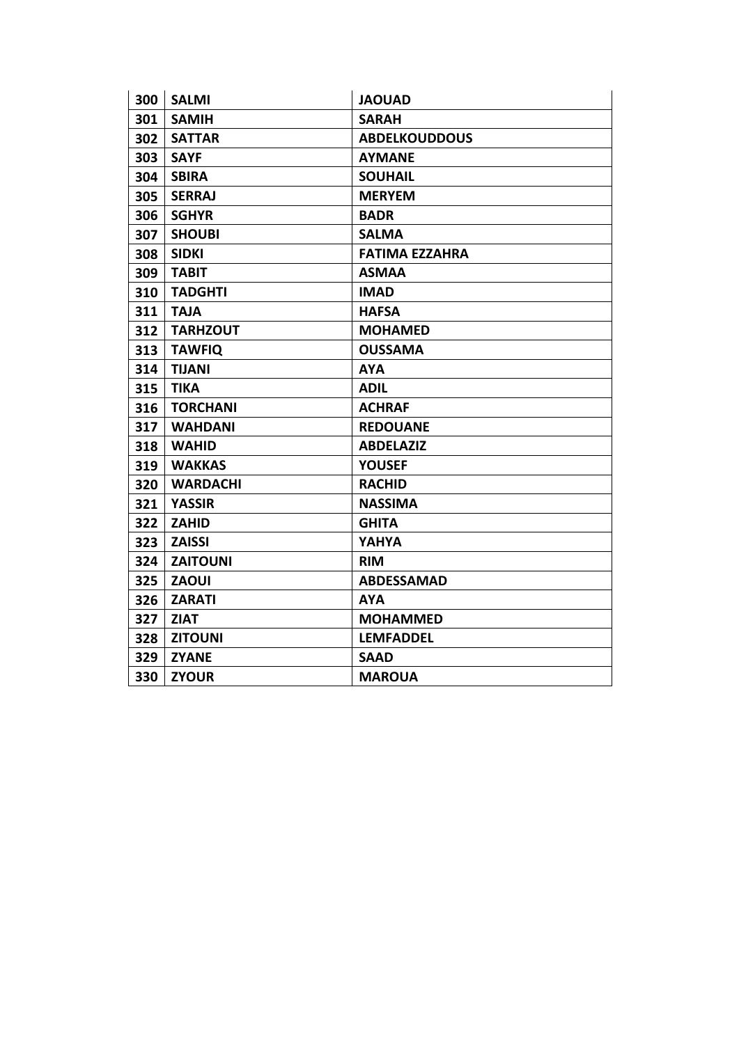| | | |
|---|---|---|
| **300** | **SALMI** | **JAOUAD** |
| **301** | **SAMIH** | **SARAH** |
| **302** | **SATTAR** | **ABDELKOUDDOUS** |
| **303** | **SAYF** | **AYMANE** |
| **304** | **SBIRA** | **SOUHAIL** |
| **305** | **SERRAJ** | **MERYEM** |
| **306** | **SGHYR** | **BADR** |
| **307** | **SHOUBI** | **SALMA** |
| **308** | **SIDKI** | **FATIMA EZZAHRA** |
| **309** | **TABIT** | **ASMAA** |
| **310** | **TADGHTI** | **IMAD** |
| **311** | **TAJA** | **HAFSA** |
| **312** | **TARHZOUT** | **MOHAMED** |
| **313** | **TAWFIQ** | **OUSSAMA** |
| **314** | **TIJANI** | **AYA** |
| **315** | **TIKA** | **ADIL** |
| **316** | **TORCHANI** | **ACHRAF** |
| **317** | **WAHDANI** | **REDOUANE** |
| **318** | **WAHID** | **ABDELAZIZ** |
| **319** | **WAKKAS** | **YOUSEF** |
| **320** | **WARDACHI** | **RACHID** |
| **321** | **YASSIR** | **NASSIMA** |
| **322** | **ZAHID** | **GHITA** |
| **323** | **ZAISSI** | **YAHYA** |
| **324** | **ZAITOUNI** | **RIM** |
| **325** | **ZAOUI** | **ABDESSAMAD** |
| **326** | **ZARATI** | **AYA** |
| **327** | **ZIAT** | **MOHAMMED** |
| **328** | **ZITOUNI** | **LEMFADDEL** |
| **329** | **ZYANE** | **SAAD** |
| **330** | **ZYOUR** | **MAROUA** |